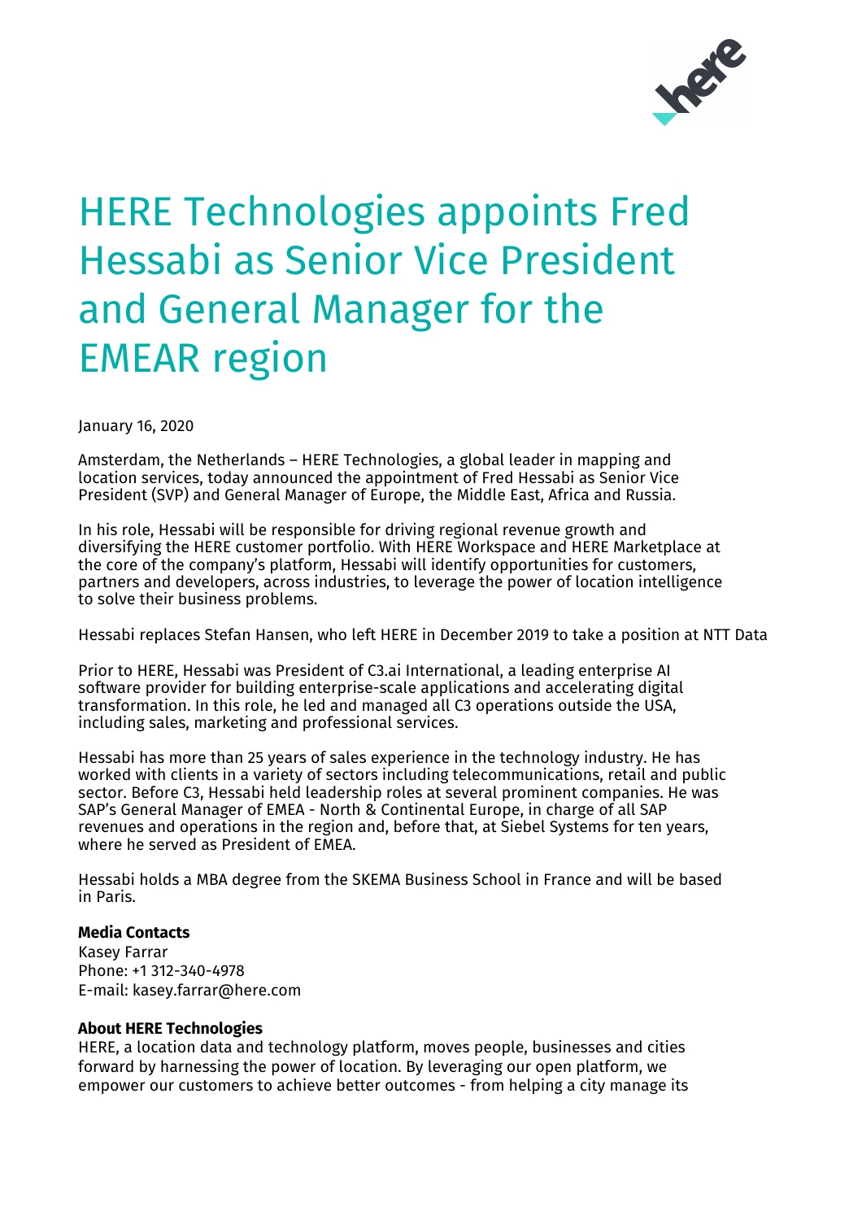# HERE Technologies appoints Fred Hessabi as Senior Vice President and General Manager for the EMEAR region

January 16, 2020

Amsterdam, the Netherlands – HERE Technologies, a global leader in mapping and location services, today announced the appointment of Fred Hessabi as Senior Vice President (SVP) and General Manager of Europe, the Middle East, Africa and Russia.

In his role, Hessabi will be responsible for driving regional revenue growth and diversifying the HERE customer portfolio. With HERE Workspace and HERE Marketplace at the core of the company's platform, Hessabi will identify opportunities for customers, partners and developers, across industries, to leverage the power of location intelligence to solve their business problems.

Hessabi replaces Stefan Hansen, who left HERE in December 2019 to take a position at NTT Data

Prior to HERE, Hessabi was President of C3.ai International, a leading enterprise AI software provider for building enterprise-scale applications and accelerating digital transformation. In this role, he led and managed all C3 operations outside the USA, including sales, marketing and professional services.

Hessabi has more than 25 years of sales experience in the technology industry. He has worked with clients in a variety of sectors including telecommunications, retail and public sector. Before C3, Hessabi held leadership roles at several prominent companies. He was SAP's General Manager of EMEA - North & Continental Europe, in charge of all SAP revenues and operations in the region and, before that, at Siebel Systems for ten years, where he served as President of EMEA.

Hessabi holds a MBA degree from the SKEMA Business School in France and will be based in Paris.

**Media Contacts**
Kasey Farrar
Phone: +1 312-340-4978
E-mail: kasey.farrar@here.com

**About HERE Technologies**
HERE, a location data and technology platform, moves people, businesses and cities forward by harnessing the power of location. By leveraging our open platform, we empower our customers to achieve better outcomes - from helping a city manage its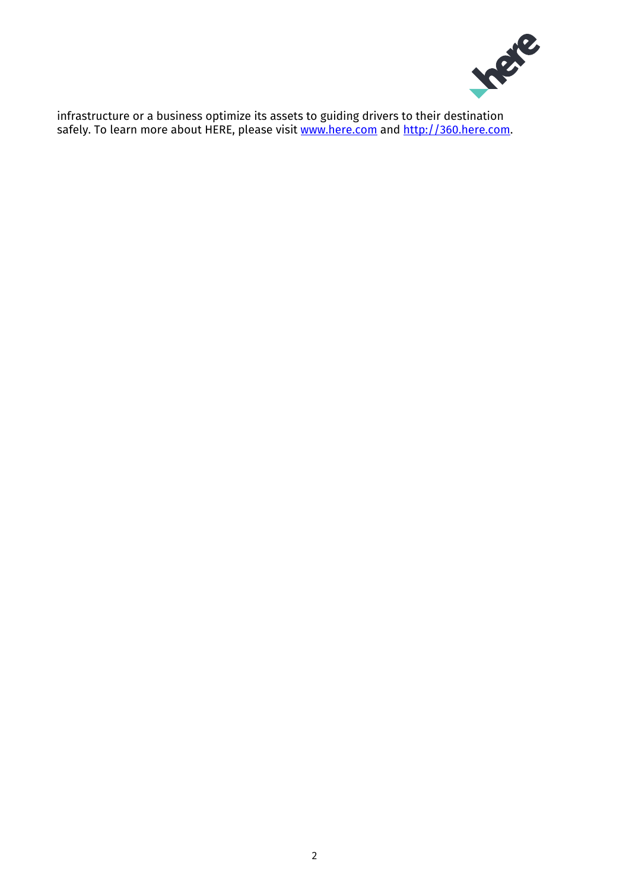infrastructure or a business optimize its assets to guiding drivers to their destination safely. To learn more about HERE, please visit [www.here.com](http://www.here.com) and [http://360.here.com](http://360.here.com).